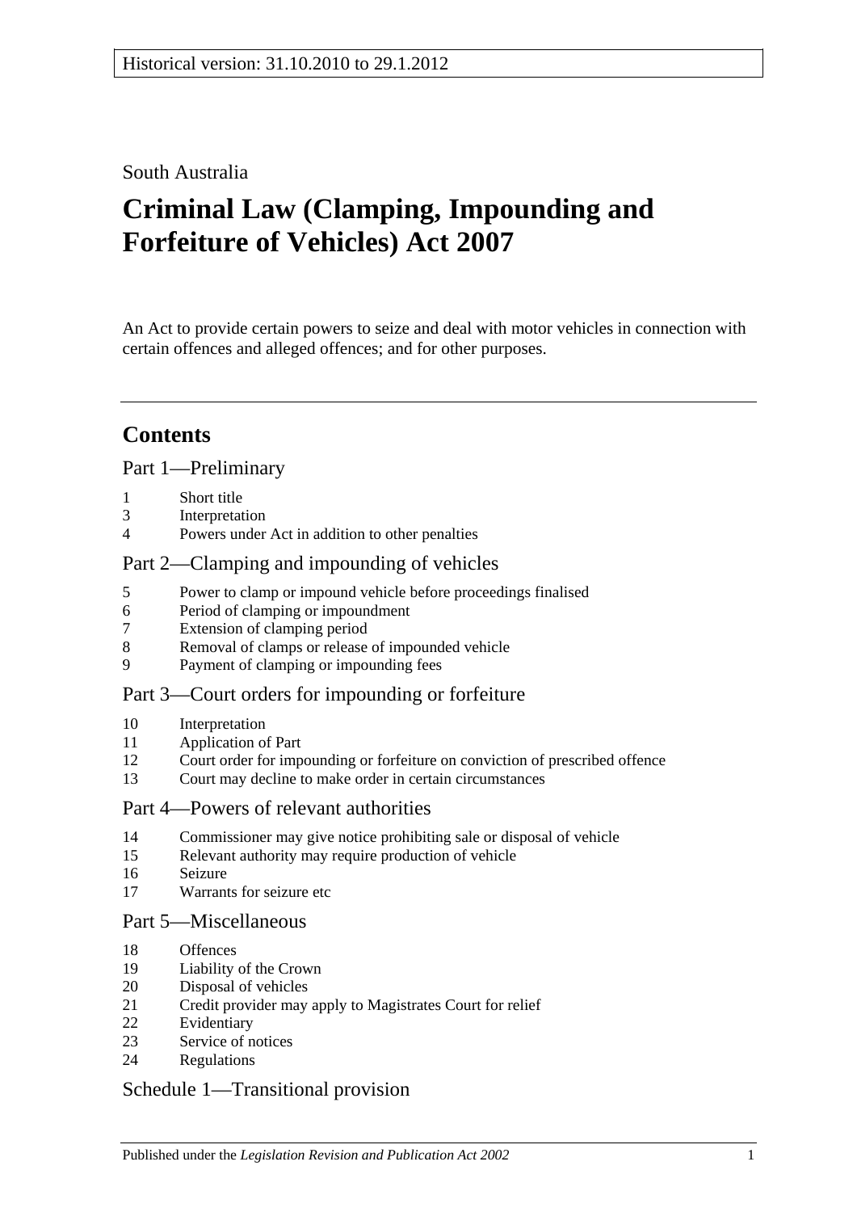Historical version: 31.10.2010 to 29.1.2012

South Australia

# Criminal Law (Clamping, Impounding and Forfeiture of Vehicles) Act 2007

An Act to provide certain powers to seize and deal with motor vehicles in connection with certain offences and alleged offences; and for other purposes.

## Contents

Part 1—Preliminary

1 Short title
3 Interpretation
4 Powers under Act in addition to other penalties

Part 2—Clamping and impounding of vehicles

5 Power to clamp or impound vehicle before proceedings finalised
6 Period of clamping or impoundment
7 Extension of clamping period
8 Removal of clamps or release of impounded vehicle
9 Payment of clamping or impounding fees

Part 3—Court orders for impounding or forfeiture

10 Interpretation
11 Application of Part
12 Court order for impounding or forfeiture on conviction of prescribed offence
13 Court may decline to make order in certain circumstances

Part 4—Powers of relevant authorities

14 Commissioner may give notice prohibiting sale or disposal of vehicle
15 Relevant authority may require production of vehicle
16 Seizure
17 Warrants for seizure etc

Part 5—Miscellaneous

18 Offences
19 Liability of the Crown
20 Disposal of vehicles
21 Credit provider may apply to Magistrates Court for relief
22 Evidentiary
23 Service of notices
24 Regulations

Schedule 1—Transitional provision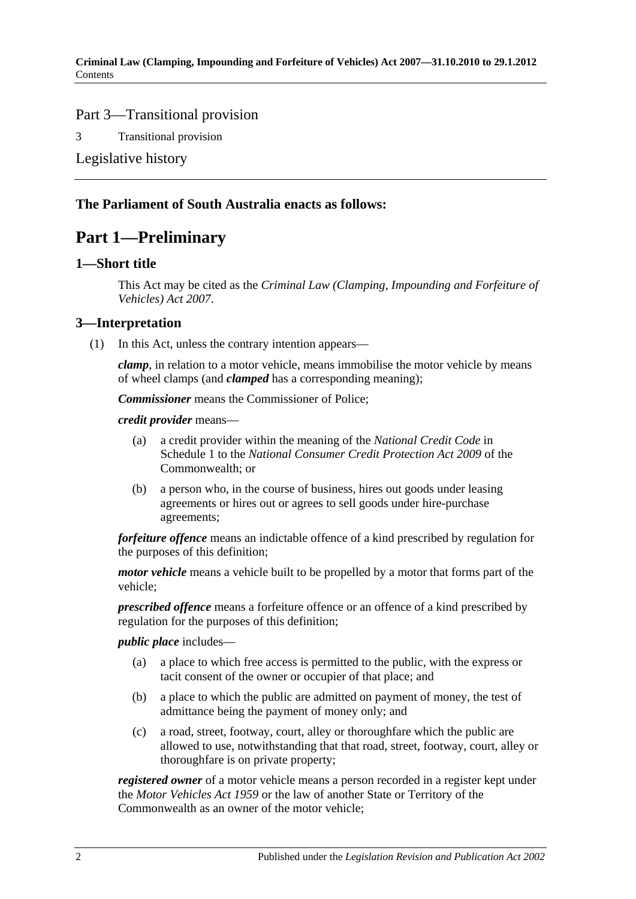Part 3—Transitional provision

3 Transitional provision

Legislative history

**The Parliament of South Australia enacts as follows:**

# Part 1—Preliminary

## 1—Short title

This Act may be cited as the *Criminal Law (Clamping, Impounding and Forfeiture of Vehicles) Act 2007*.

## 3—Interpretation

(1) In this Act, unless the contrary intention appears—

***clamp***, in relation to a motor vehicle, means immobilise the motor vehicle by means of wheel clamps (and ***clamped*** has a corresponding meaning);

***Commissioner*** means the Commissioner of Police;

***credit provider*** means—

(a) a credit provider within the meaning of the *National Credit Code* in Schedule 1 to the *National Consumer Credit Protection Act 2009* of the Commonwealth; or

(b) a person who, in the course of business, hires out goods under leasing agreements or hires out or agrees to sell goods under hire-purchase agreements;

***forfeiture offence*** means an indictable offence of a kind prescribed by regulation for the purposes of this definition;

***motor vehicle*** means a vehicle built to be propelled by a motor that forms part of the vehicle;

***prescribed offence*** means a forfeiture offence or an offence of a kind prescribed by regulation for the purposes of this definition;

***public place*** includes—

(a) a place to which free access is permitted to the public, with the express or tacit consent of the owner or occupier of that place; and

(b) a place to which the public are admitted on payment of money, the test of admittance being the payment of money only; and

(c) a road, street, footway, court, alley or thoroughfare which the public are allowed to use, notwithstanding that that road, street, footway, court, alley or thoroughfare is on private property;

***registered owner*** of a motor vehicle means a person recorded in a register kept under the *Motor Vehicles Act 1959* or the law of another State or Territory of the Commonwealth as an owner of the motor vehicle;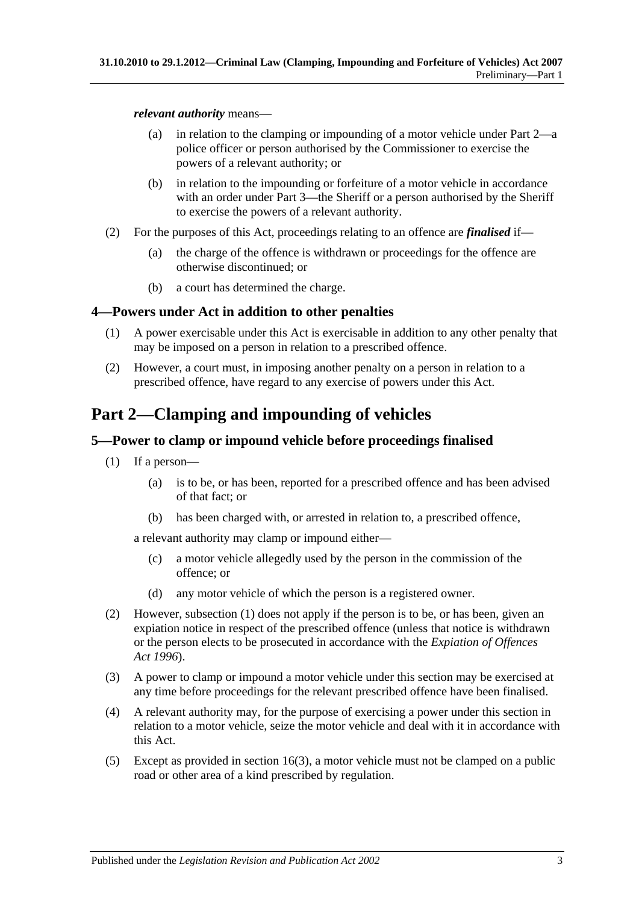***relevant authority*** means—

(a) in relation to the clamping or impounding of a motor vehicle under Part 2—a police officer or person authorised by the Commissioner to exercise the powers of a relevant authority; or

(b) in relation to the impounding or forfeiture of a motor vehicle in accordance with an order under Part 3—the Sheriff or a person authorised by the Sheriff to exercise the powers of a relevant authority.

(2) For the purposes of this Act, proceedings relating to an offence are ***finalised*** if—

(a) the charge of the offence is withdrawn or proceedings for the offence are otherwise discontinued; or

(b) a court has determined the charge.

## 4—Powers under Act in addition to other penalties

(1) A power exercisable under this Act is exercisable in addition to any other penalty that may be imposed on a person in relation to a prescribed offence.

(2) However, a court must, in imposing another penalty on a person in relation to a prescribed offence, have regard to any exercise of powers under this Act.

# Part 2—Clamping and impounding of vehicles

## 5—Power to clamp or impound vehicle before proceedings finalised

(1) If a person—

(a) is to be, or has been, reported for a prescribed offence and has been advised of that fact; or

(b) has been charged with, or arrested in relation to, a prescribed offence,

a relevant authority may clamp or impound either—

(c) a motor vehicle allegedly used by the person in the commission of the offence; or

(d) any motor vehicle of which the person is a registered owner.

(2) However, subsection (1) does not apply if the person is to be, or has been, given an expiation notice in respect of the prescribed offence (unless that notice is withdrawn or the person elects to be prosecuted in accordance with the *Expiation of Offences Act 1996*).

(3) A power to clamp or impound a motor vehicle under this section may be exercised at any time before proceedings for the relevant prescribed offence have been finalised.

(4) A relevant authority may, for the purpose of exercising a power under this section in relation to a motor vehicle, seize the motor vehicle and deal with it in accordance with this Act.

(5) Except as provided in section 16(3), a motor vehicle must not be clamped on a public road or other area of a kind prescribed by regulation.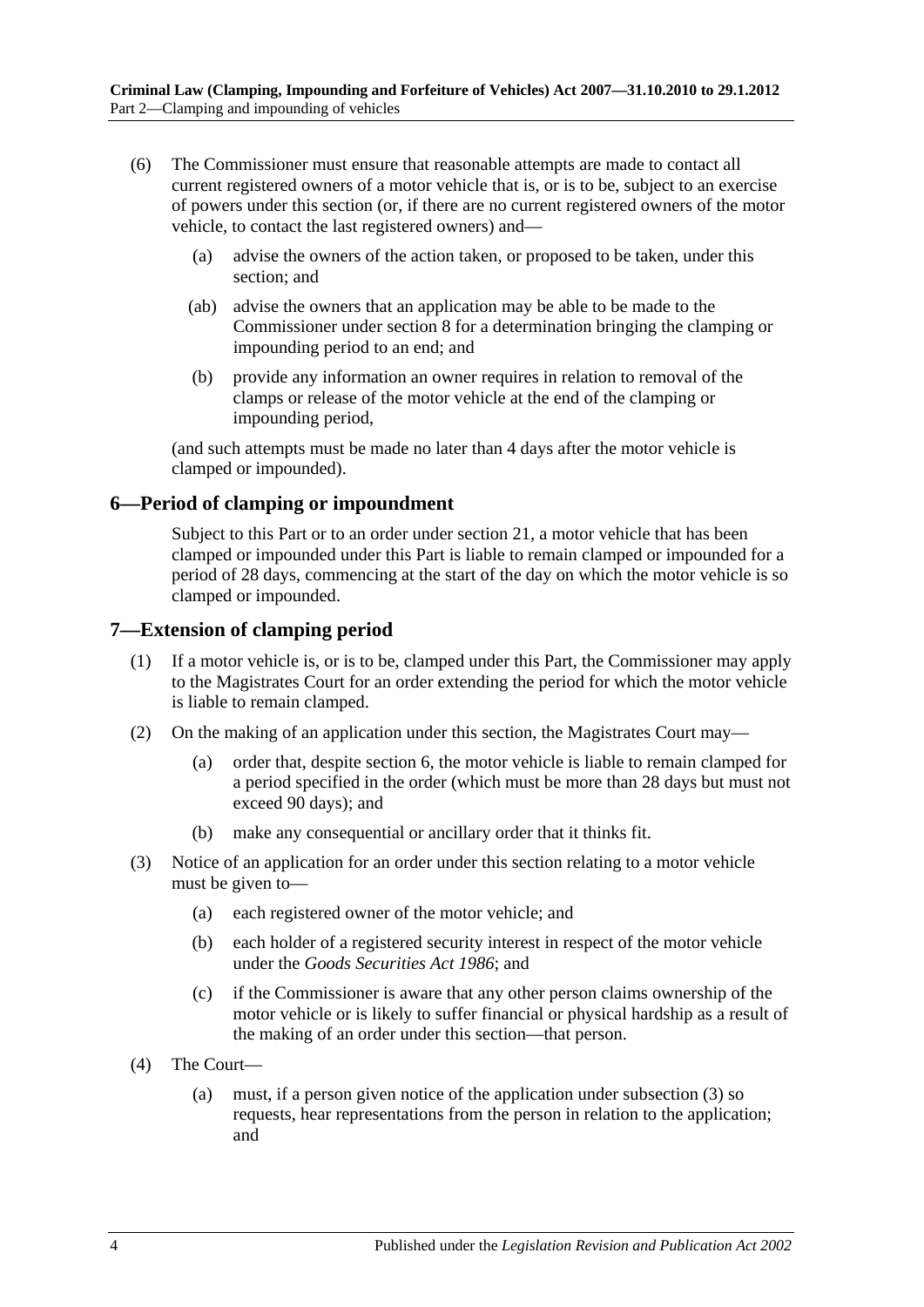(6) The Commissioner must ensure that reasonable attempts are made to contact all current registered owners of a motor vehicle that is, or is to be, subject to an exercise of powers under this section (or, if there are no current registered owners of the motor vehicle, to contact the last registered owners) and—

(a) advise the owners of the action taken, or proposed to be taken, under this section; and

(ab) advise the owners that an application may be able to be made to the Commissioner under section 8 for a determination bringing the clamping or impounding period to an end; and

(b) provide any information an owner requires in relation to removal of the clamps or release of the motor vehicle at the end of the clamping or impounding period,

(and such attempts must be made no later than 4 days after the motor vehicle is clamped or impounded).

## 6—Period of clamping or impoundment

Subject to this Part or to an order under section 21, a motor vehicle that has been clamped or impounded under this Part is liable to remain clamped or impounded for a period of 28 days, commencing at the start of the day on which the motor vehicle is so clamped or impounded.

## 7—Extension of clamping period

(1) If a motor vehicle is, or is to be, clamped under this Part, the Commissioner may apply to the Magistrates Court for an order extending the period for which the motor vehicle is liable to remain clamped.

(2) On the making of an application under this section, the Magistrates Court may—

(a) order that, despite section 6, the motor vehicle is liable to remain clamped for a period specified in the order (which must be more than 28 days but must not exceed 90 days); and

(b) make any consequential or ancillary order that it thinks fit.

(3) Notice of an application for an order under this section relating to a motor vehicle must be given to—

(a) each registered owner of the motor vehicle; and

(b) each holder of a registered security interest in respect of the motor vehicle under the *Goods Securities Act 1986*; and

(c) if the Commissioner is aware that any other person claims ownership of the motor vehicle or is likely to suffer financial or physical hardship as a result of the making of an order under this section—that person.

(4) The Court—

(a) must, if a person given notice of the application under subsection (3) so requests, hear representations from the person in relation to the application; and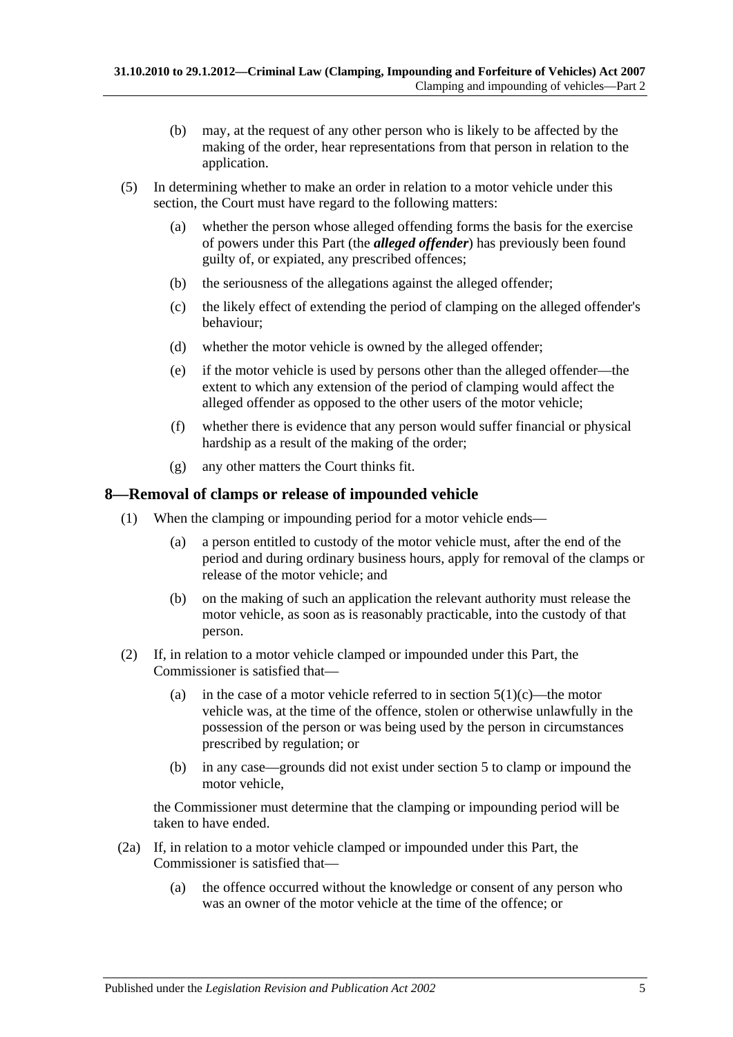(b) may, at the request of any other person who is likely to be affected by the making of the order, hear representations from that person in relation to the application.

(5) In determining whether to make an order in relation to a motor vehicle under this section, the Court must have regard to the following matters:

(a) whether the person whose alleged offending forms the basis for the exercise of powers under this Part (the ***alleged offender***) has previously been found guilty of, or expiated, any prescribed offences;

(b) the seriousness of the allegations against the alleged offender;

(c) the likely effect of extending the period of clamping on the alleged offender's behaviour;

(d) whether the motor vehicle is owned by the alleged offender;

(e) if the motor vehicle is used by persons other than the alleged offender—the extent to which any extension of the period of clamping would affect the alleged offender as opposed to the other users of the motor vehicle;

(f) whether there is evidence that any person would suffer financial or physical hardship as a result of the making of the order;

(g) any other matters the Court thinks fit.

## 8—Removal of clamps or release of impounded vehicle

(1) When the clamping or impounding period for a motor vehicle ends—

(a) a person entitled to custody of the motor vehicle must, after the end of the period and during ordinary business hours, apply for removal of the clamps or release of the motor vehicle; and

(b) on the making of such an application the relevant authority must release the motor vehicle, as soon as is reasonably practicable, into the custody of that person.

(2) If, in relation to a motor vehicle clamped or impounded under this Part, the Commissioner is satisfied that—

(a) in the case of a motor vehicle referred to in section 5(1)(c)—the motor vehicle was, at the time of the offence, stolen or otherwise unlawfully in the possession of the person or was being used by the person in circumstances prescribed by regulation; or

(b) in any case—grounds did not exist under section 5 to clamp or impound the motor vehicle,

the Commissioner must determine that the clamping or impounding period will be taken to have ended.

(2a) If, in relation to a motor vehicle clamped or impounded under this Part, the Commissioner is satisfied that—

(a) the offence occurred without the knowledge or consent of any person who was an owner of the motor vehicle at the time of the offence; or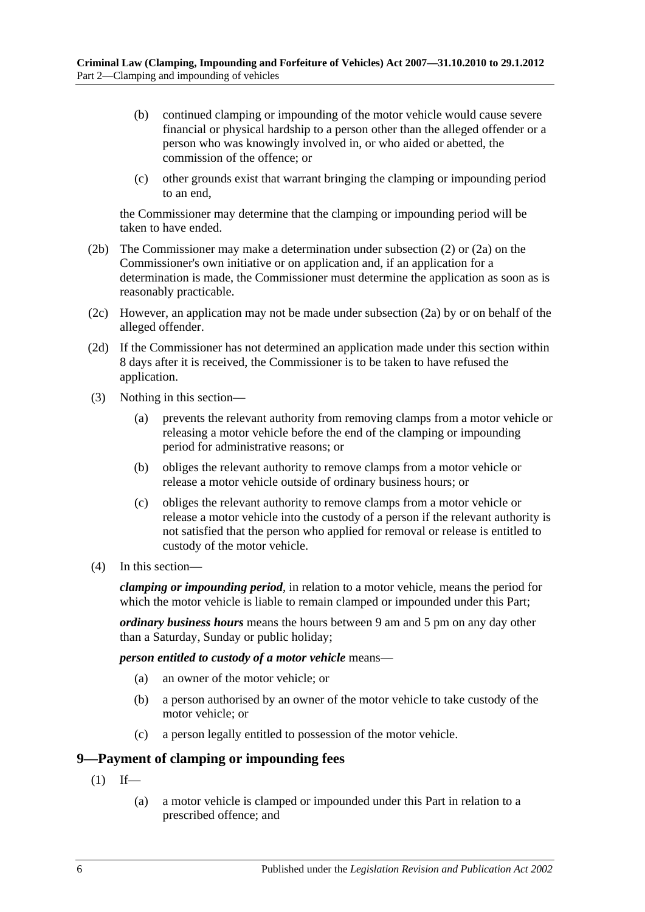(b) continued clamping or impounding of the motor vehicle would cause severe financial or physical hardship to a person other than the alleged offender or a person who was knowingly involved in, or who aided or abetted, the commission of the offence; or

(c) other grounds exist that warrant bringing the clamping or impounding period to an end,

the Commissioner may determine that the clamping or impounding period will be taken to have ended.

(2b) The Commissioner may make a determination under subsection (2) or (2a) on the Commissioner's own initiative or on application and, if an application for a determination is made, the Commissioner must determine the application as soon as is reasonably practicable.

(2c) However, an application may not be made under subsection (2a) by or on behalf of the alleged offender.

(2d) If the Commissioner has not determined an application made under this section within 8 days after it is received, the Commissioner is to be taken to have refused the application.

(3) Nothing in this section—

(a) prevents the relevant authority from removing clamps from a motor vehicle or releasing a motor vehicle before the end of the clamping or impounding period for administrative reasons; or

(b) obliges the relevant authority to remove clamps from a motor vehicle or release a motor vehicle outside of ordinary business hours; or

(c) obliges the relevant authority to remove clamps from a motor vehicle or release a motor vehicle into the custody of a person if the relevant authority is not satisfied that the person who applied for removal or release is entitled to custody of the motor vehicle.

(4) In this section—

***clamping or impounding period***, in relation to a motor vehicle, means the period for which the motor vehicle is liable to remain clamped or impounded under this Part;

***ordinary business hours*** means the hours between 9 am and 5 pm on any day other than a Saturday, Sunday or public holiday;

***person entitled to custody of a motor vehicle*** means—

(a) an owner of the motor vehicle; or

(b) a person authorised by an owner of the motor vehicle to take custody of the motor vehicle; or

(c) a person legally entitled to possession of the motor vehicle.

## 9—Payment of clamping or impounding fees

(1) If—

(a) a motor vehicle is clamped or impounded under this Part in relation to a prescribed offence; and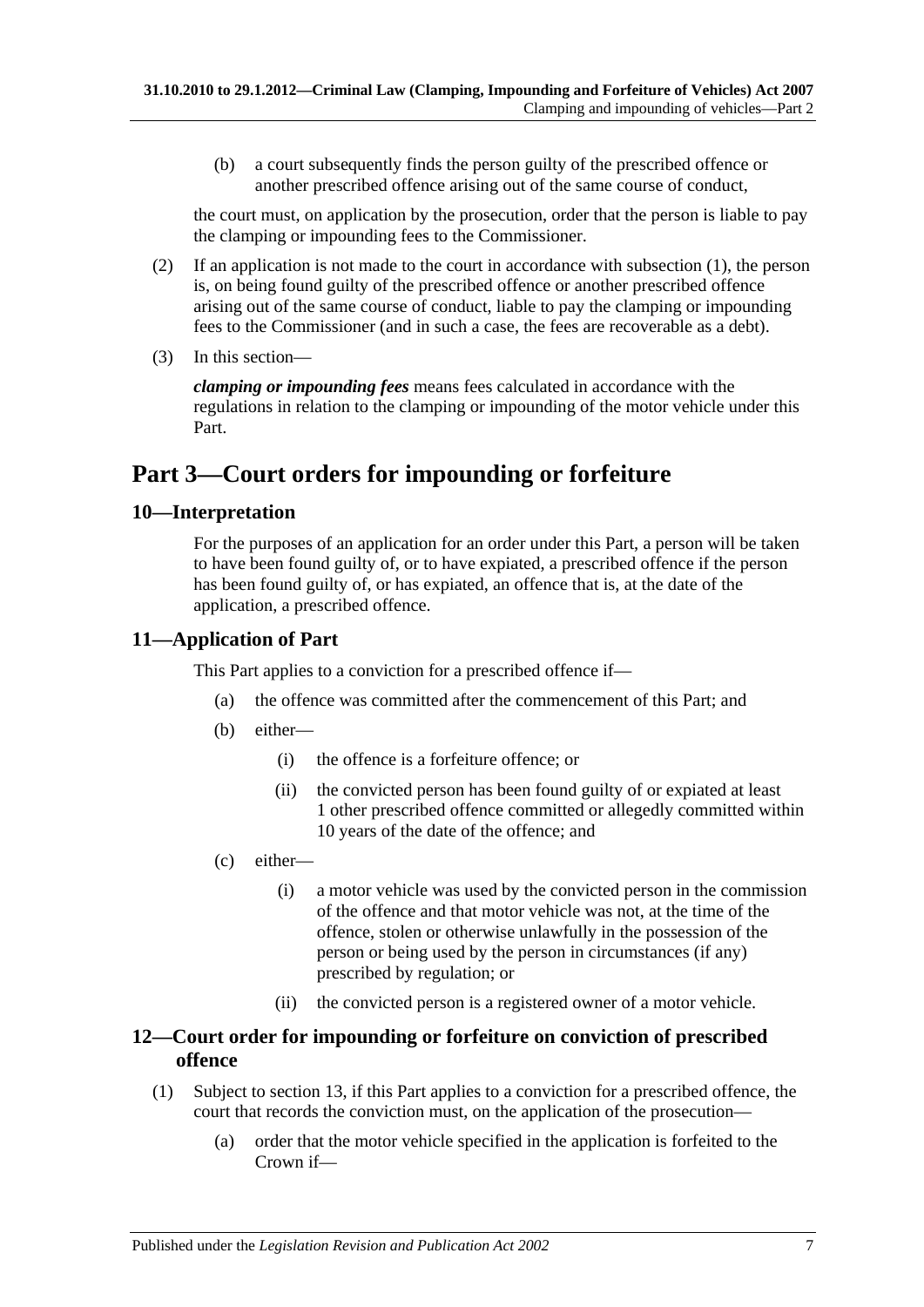(b) a court subsequently finds the person guilty of the prescribed offence or another prescribed offence arising out of the same course of conduct,

the court must, on application by the prosecution, order that the person is liable to pay the clamping or impounding fees to the Commissioner.

(2) If an application is not made to the court in accordance with subsection (1), the person is, on being found guilty of the prescribed offence or another prescribed offence arising out of the same course of conduct, liable to pay the clamping or impounding fees to the Commissioner (and in such a case, the fees are recoverable as a debt).

(3) In this section—

***clamping or impounding fees*** means fees calculated in accordance with the regulations in relation to the clamping or impounding of the motor vehicle under this Part.

# Part 3—Court orders for impounding or forfeiture

## 10—Interpretation

For the purposes of an application for an order under this Part, a person will be taken to have been found guilty of, or to have expiated, a prescribed offence if the person has been found guilty of, or has expiated, an offence that is, at the date of the application, a prescribed offence.

## 11—Application of Part

This Part applies to a conviction for a prescribed offence if—

(a) the offence was committed after the commencement of this Part; and

(b) either—

(i) the offence is a forfeiture offence; or

(ii) the convicted person has been found guilty of or expiated at least 1 other prescribed offence committed or allegedly committed within 10 years of the date of the offence; and

(c) either—

(i) a motor vehicle was used by the convicted person in the commission of the offence and that motor vehicle was not, at the time of the offence, stolen or otherwise unlawfully in the possession of the person or being used by the person in circumstances (if any) prescribed by regulation; or

(ii) the convicted person is a registered owner of a motor vehicle.

## 12—Court order for impounding or forfeiture on conviction of prescribed offence

(1) Subject to section 13, if this Part applies to a conviction for a prescribed offence, the court that records the conviction must, on the application of the prosecution—

(a) order that the motor vehicle specified in the application is forfeited to the Crown if—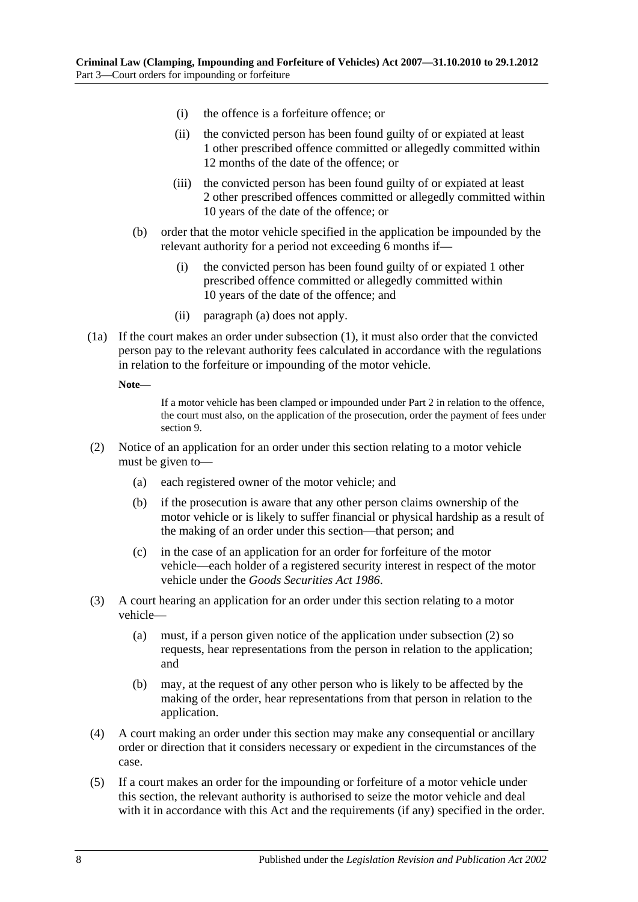(i) the offence is a forfeiture offence; or

(ii) the convicted person has been found guilty of or expiated at least 1 other prescribed offence committed or allegedly committed within 12 months of the date of the offence; or

(iii) the convicted person has been found guilty of or expiated at least 2 other prescribed offences committed or allegedly committed within 10 years of the date of the offence; or

(b) order that the motor vehicle specified in the application be impounded by the relevant authority for a period not exceeding 6 months if—

(i) the convicted person has been found guilty of or expiated 1 other prescribed offence committed or allegedly committed within 10 years of the date of the offence; and

(ii) paragraph (a) does not apply.

(1a) If the court makes an order under subsection (1), it must also order that the convicted person pay to the relevant authority fees calculated in accordance with the regulations in relation to the forfeiture or impounding of the motor vehicle.

**Note—**

If a motor vehicle has been clamped or impounded under Part 2 in relation to the offence, the court must also, on the application of the prosecution, order the payment of fees under section 9.

(2) Notice of an application for an order under this section relating to a motor vehicle must be given to—

(a) each registered owner of the motor vehicle; and

(b) if the prosecution is aware that any other person claims ownership of the motor vehicle or is likely to suffer financial or physical hardship as a result of the making of an order under this section—that person; and

(c) in the case of an application for an order for forfeiture of the motor vehicle—each holder of a registered security interest in respect of the motor vehicle under the *Goods Securities Act 1986*.

(3) A court hearing an application for an order under this section relating to a motor vehicle—

(a) must, if a person given notice of the application under subsection (2) so requests, hear representations from the person in relation to the application; and

(b) may, at the request of any other person who is likely to be affected by the making of the order, hear representations from that person in relation to the application.

(4) A court making an order under this section may make any consequential or ancillary order or direction that it considers necessary or expedient in the circumstances of the case.

(5) If a court makes an order for the impounding or forfeiture of a motor vehicle under this section, the relevant authority is authorised to seize the motor vehicle and deal with it in accordance with this Act and the requirements (if any) specified in the order.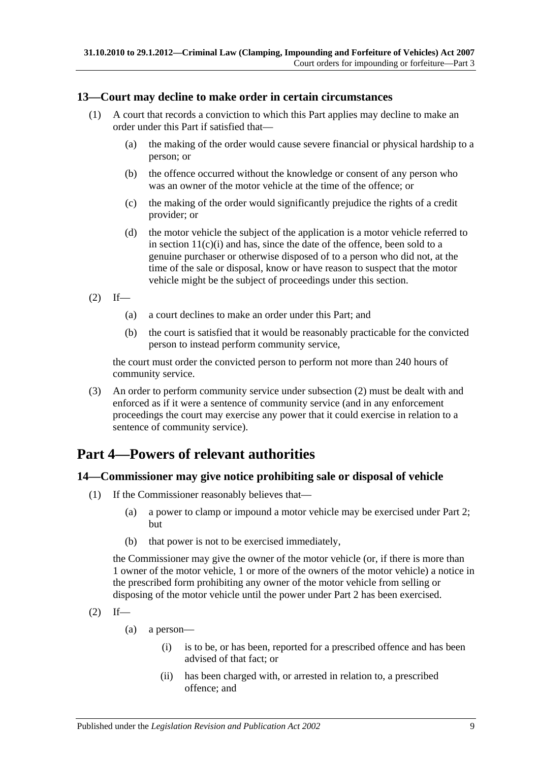## 13—Court may decline to make order in certain circumstances

(1) A court that records a conviction to which this Part applies may decline to make an order under this Part if satisfied that—

(a) the making of the order would cause severe financial or physical hardship to a person; or

(b) the offence occurred without the knowledge or consent of any person who was an owner of the motor vehicle at the time of the offence; or

(c) the making of the order would significantly prejudice the rights of a credit provider; or

(d) the motor vehicle the subject of the application is a motor vehicle referred to in section 11(c)(i) and has, since the date of the offence, been sold to a genuine purchaser or otherwise disposed of to a person who did not, at the time of the sale or disposal, know or have reason to suspect that the motor vehicle might be the subject of proceedings under this section.

(2) If—

(a) a court declines to make an order under this Part; and

(b) the court is satisfied that it would be reasonably practicable for the convicted person to instead perform community service,

the court must order the convicted person to perform not more than 240 hours of community service.

(3) An order to perform community service under subsection (2) must be dealt with and enforced as if it were a sentence of community service (and in any enforcement proceedings the court may exercise any power that it could exercise in relation to a sentence of community service).

# Part 4—Powers of relevant authorities

## 14—Commissioner may give notice prohibiting sale or disposal of vehicle

(1) If the Commissioner reasonably believes that—

(a) a power to clamp or impound a motor vehicle may be exercised under Part 2; but

(b) that power is not to be exercised immediately,

the Commissioner may give the owner of the motor vehicle (or, if there is more than 1 owner of the motor vehicle, 1 or more of the owners of the motor vehicle) a notice in the prescribed form prohibiting any owner of the motor vehicle from selling or disposing of the motor vehicle until the power under Part 2 has been exercised.

(2) If—

(a) a person—

(i) is to be, or has been, reported for a prescribed offence and has been advised of that fact; or

(ii) has been charged with, or arrested in relation to, a prescribed offence; and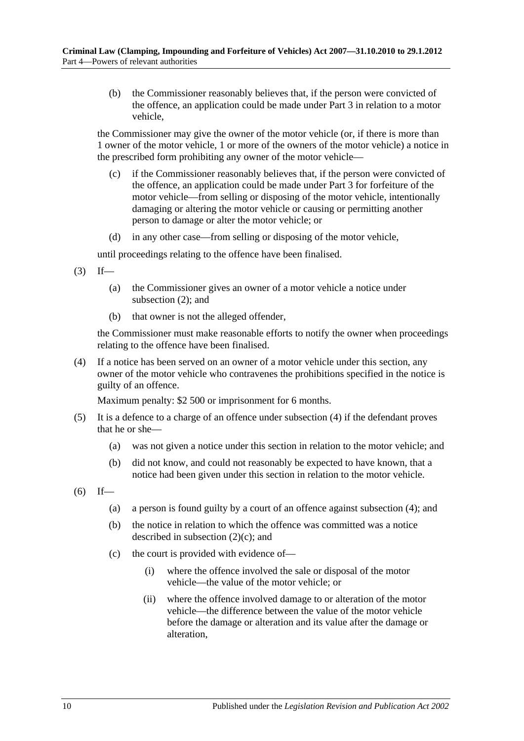(b) the Commissioner reasonably believes that, if the person were convicted of the offence, an application could be made under Part 3 in relation to a motor vehicle,

the Commissioner may give the owner of the motor vehicle (or, if there is more than 1 owner of the motor vehicle, 1 or more of the owners of the motor vehicle) a notice in the prescribed form prohibiting any owner of the motor vehicle—

(c) if the Commissioner reasonably believes that, if the person were convicted of the offence, an application could be made under Part 3 for forfeiture of the motor vehicle—from selling or disposing of the motor vehicle, intentionally damaging or altering the motor vehicle or causing or permitting another person to damage or alter the motor vehicle; or

(d) in any other case—from selling or disposing of the motor vehicle,

until proceedings relating to the offence have been finalised.

(3) If—

(a) the Commissioner gives an owner of a motor vehicle a notice under subsection (2); and

(b) that owner is not the alleged offender,

the Commissioner must make reasonable efforts to notify the owner when proceedings relating to the offence have been finalised.

(4) If a notice has been served on an owner of a motor vehicle under this section, any owner of the motor vehicle who contravenes the prohibitions specified in the notice is guilty of an offence.

Maximum penalty: $2 500 or imprisonment for 6 months.

(5) It is a defence to a charge of an offence under subsection (4) if the defendant proves that he or she—

(a) was not given a notice under this section in relation to the motor vehicle; and

(b) did not know, and could not reasonably be expected to have known, that a notice had been given under this section in relation to the motor vehicle.

(6) If—

(a) a person is found guilty by a court of an offence against subsection (4); and

(b) the notice in relation to which the offence was committed was a notice described in subsection (2)(c); and

(c) the court is provided with evidence of—

(i) where the offence involved the sale or disposal of the motor vehicle—the value of the motor vehicle; or

(ii) where the offence involved damage to or alteration of the motor vehicle—the difference between the value of the motor vehicle before the damage or alteration and its value after the damage or alteration,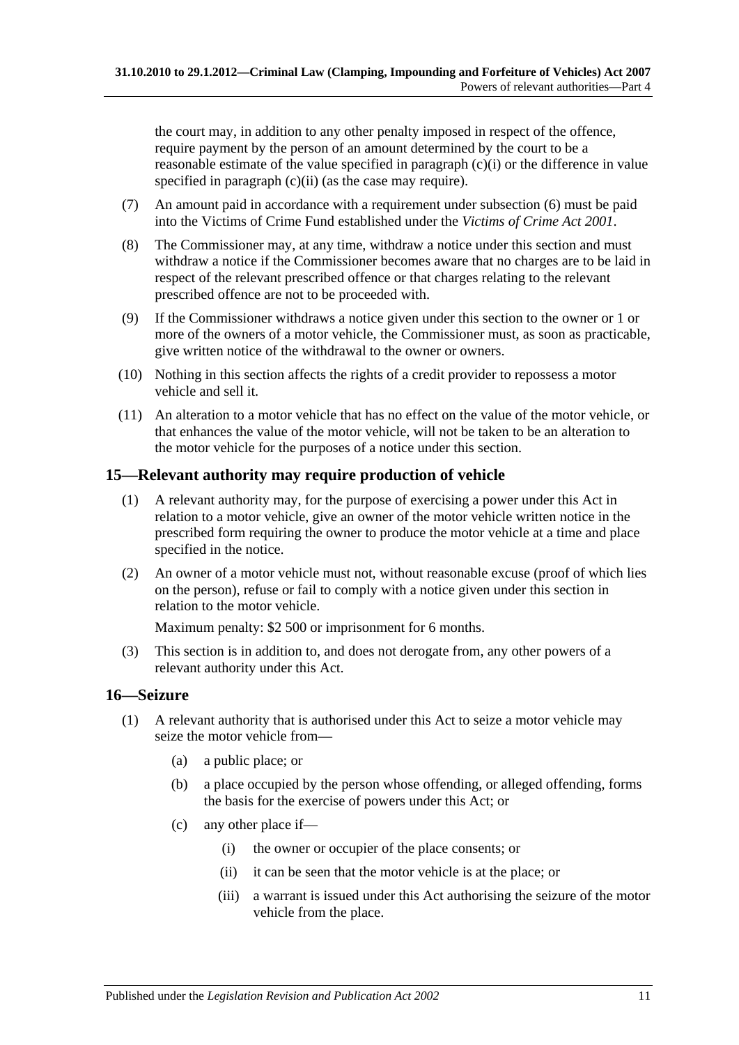the court may, in addition to any other penalty imposed in respect of the offence, require payment by the person of an amount determined by the court to be a reasonable estimate of the value specified in paragraph (c)(i) or the difference in value specified in paragraph (c)(ii) (as the case may require).

(7) An amount paid in accordance with a requirement under subsection (6) must be paid into the Victims of Crime Fund established under the *Victims of Crime Act 2001*.

(8) The Commissioner may, at any time, withdraw a notice under this section and must withdraw a notice if the Commissioner becomes aware that no charges are to be laid in respect of the relevant prescribed offence or that charges relating to the relevant prescribed offence are not to be proceeded with.

(9) If the Commissioner withdraws a notice given under this section to the owner or 1 or more of the owners of a motor vehicle, the Commissioner must, as soon as practicable, give written notice of the withdrawal to the owner or owners.

(10) Nothing in this section affects the rights of a credit provider to repossess a motor vehicle and sell it.

(11) An alteration to a motor vehicle that has no effect on the value of the motor vehicle, or that enhances the value of the motor vehicle, will not be taken to be an alteration to the motor vehicle for the purposes of a notice under this section.

## 15—Relevant authority may require production of vehicle

(1) A relevant authority may, for the purpose of exercising a power under this Act in relation to a motor vehicle, give an owner of the motor vehicle written notice in the prescribed form requiring the owner to produce the motor vehicle at a time and place specified in the notice.

(2) An owner of a motor vehicle must not, without reasonable excuse (proof of which lies on the person), refuse or fail to comply with a notice given under this section in relation to the motor vehicle.

Maximum penalty: $2 500 or imprisonment for 6 months.

(3) This section is in addition to, and does not derogate from, any other powers of a relevant authority under this Act.

## 16—Seizure

(1) A relevant authority that is authorised under this Act to seize a motor vehicle may seize the motor vehicle from—

(a) a public place; or

(b) a place occupied by the person whose offending, or alleged offending, forms the basis for the exercise of powers under this Act; or

(c) any other place if—

(i) the owner or occupier of the place consents; or

(ii) it can be seen that the motor vehicle is at the place; or

(iii) a warrant is issued under this Act authorising the seizure of the motor vehicle from the place.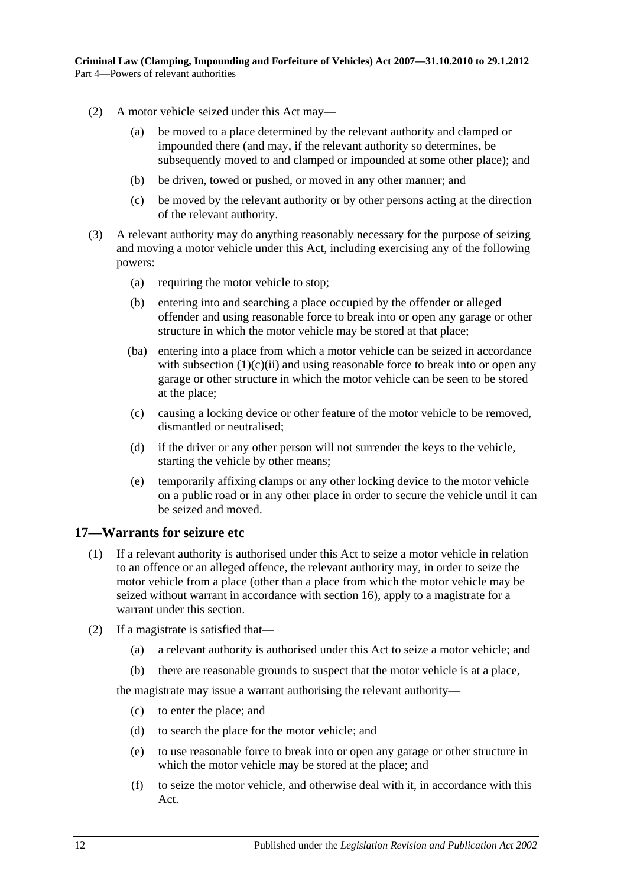(2) A motor vehicle seized under this Act may—

(a) be moved to a place determined by the relevant authority and clamped or impounded there (and may, if the relevant authority so determines, be subsequently moved to and clamped or impounded at some other place); and

(b) be driven, towed or pushed, or moved in any other manner; and

(c) be moved by the relevant authority or by other persons acting at the direction of the relevant authority.

(3) A relevant authority may do anything reasonably necessary for the purpose of seizing and moving a motor vehicle under this Act, including exercising any of the following powers:

(a) requiring the motor vehicle to stop;

(b) entering into and searching a place occupied by the offender or alleged offender and using reasonable force to break into or open any garage or other structure in which the motor vehicle may be stored at that place;

(ba) entering into a place from which a motor vehicle can be seized in accordance with subsection (1)(c)(ii) and using reasonable force to break into or open any garage or other structure in which the motor vehicle can be seen to be stored at the place;

(c) causing a locking device or other feature of the motor vehicle to be removed, dismantled or neutralised;

(d) if the driver or any other person will not surrender the keys to the vehicle, starting the vehicle by other means;

(e) temporarily affixing clamps or any other locking device to the motor vehicle on a public road or in any other place in order to secure the vehicle until it can be seized and moved.

## 17—Warrants for seizure etc

(1) If a relevant authority is authorised under this Act to seize a motor vehicle in relation to an offence or an alleged offence, the relevant authority may, in order to seize the motor vehicle from a place (other than a place from which the motor vehicle may be seized without warrant in accordance with section 16), apply to a magistrate for a warrant under this section.

(2) If a magistrate is satisfied that—

(a) a relevant authority is authorised under this Act to seize a motor vehicle; and

(b) there are reasonable grounds to suspect that the motor vehicle is at a place,

the magistrate may issue a warrant authorising the relevant authority—

(c) to enter the place; and

(d) to search the place for the motor vehicle; and

(e) to use reasonable force to break into or open any garage or other structure in which the motor vehicle may be stored at the place; and

(f) to seize the motor vehicle, and otherwise deal with it, in accordance with this Act.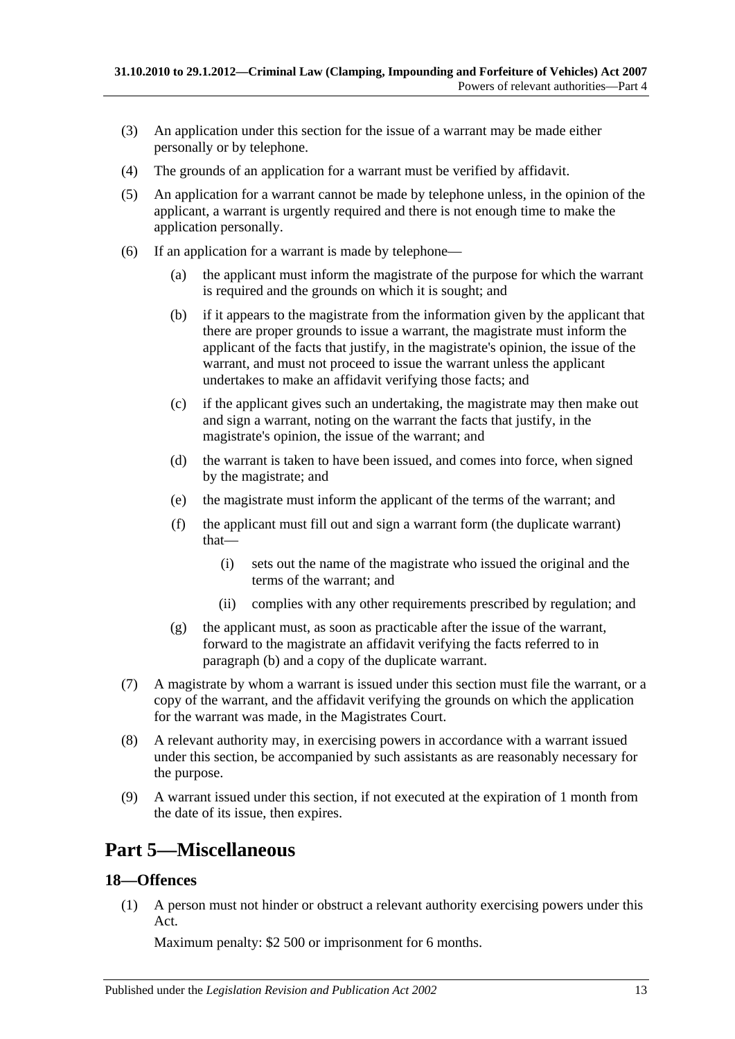(3) An application under this section for the issue of a warrant may be made either personally or by telephone.

(4) The grounds of an application for a warrant must be verified by affidavit.

(5) An application for a warrant cannot be made by telephone unless, in the opinion of the applicant, a warrant is urgently required and there is not enough time to make the application personally.

(6) If an application for a warrant is made by telephone—

(a) the applicant must inform the magistrate of the purpose for which the warrant is required and the grounds on which it is sought; and

(b) if it appears to the magistrate from the information given by the applicant that there are proper grounds to issue a warrant, the magistrate must inform the applicant of the facts that justify, in the magistrate's opinion, the issue of the warrant, and must not proceed to issue the warrant unless the applicant undertakes to make an affidavit verifying those facts; and

(c) if the applicant gives such an undertaking, the magistrate may then make out and sign a warrant, noting on the warrant the facts that justify, in the magistrate's opinion, the issue of the warrant; and

(d) the warrant is taken to have been issued, and comes into force, when signed by the magistrate; and

(e) the magistrate must inform the applicant of the terms of the warrant; and

(f) the applicant must fill out and sign a warrant form (the duplicate warrant) that—

(i) sets out the name of the magistrate who issued the original and the terms of the warrant; and

(ii) complies with any other requirements prescribed by regulation; and

(g) the applicant must, as soon as practicable after the issue of the warrant, forward to the magistrate an affidavit verifying the facts referred to in paragraph (b) and a copy of the duplicate warrant.

(7) A magistrate by whom a warrant is issued under this section must file the warrant, or a copy of the warrant, and the affidavit verifying the grounds on which the application for the warrant was made, in the Magistrates Court.

(8) A relevant authority may, in exercising powers in accordance with a warrant issued under this section, be accompanied by such assistants as are reasonably necessary for the purpose.

(9) A warrant issued under this section, if not executed at the expiration of 1 month from the date of its issue, then expires.

# Part 5—Miscellaneous

## 18—Offences

(1) A person must not hinder or obstruct a relevant authority exercising powers under this Act.

Maximum penalty: $2 500 or imprisonment for 6 months.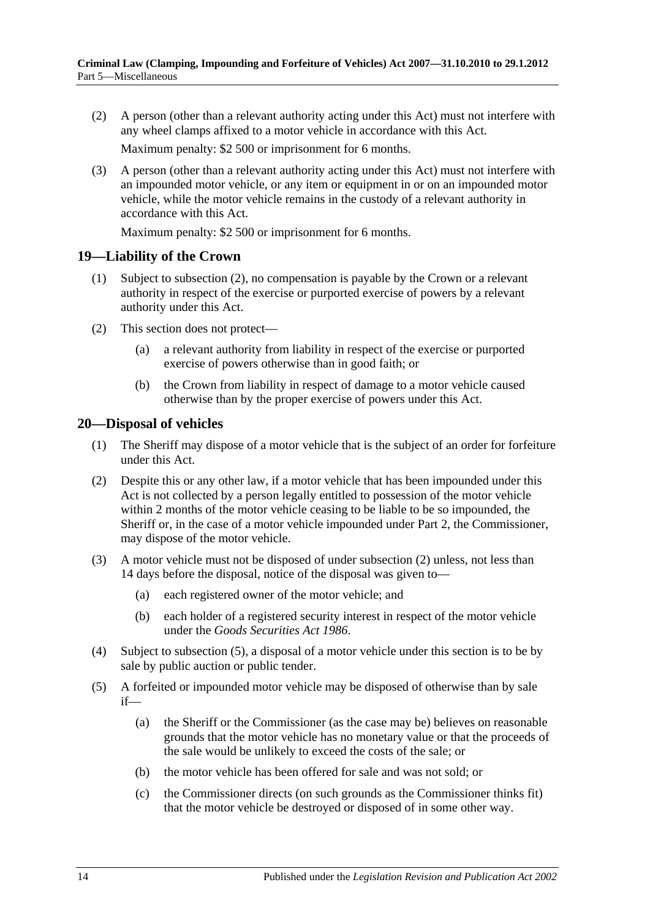(2) A person (other than a relevant authority acting under this Act) must not interfere with any wheel clamps affixed to a motor vehicle in accordance with this Act.

Maximum penalty: $2 500 or imprisonment for 6 months.

(3) A person (other than a relevant authority acting under this Act) must not interfere with an impounded motor vehicle, or any item or equipment in or on an impounded motor vehicle, while the motor vehicle remains in the custody of a relevant authority in accordance with this Act.

Maximum penalty: $2 500 or imprisonment for 6 months.

## 19—Liability of the Crown

(1) Subject to subsection (2), no compensation is payable by the Crown or a relevant authority in respect of the exercise or purported exercise of powers by a relevant authority under this Act.

(2) This section does not protect—

(a) a relevant authority from liability in respect of the exercise or purported exercise of powers otherwise than in good faith; or

(b) the Crown from liability in respect of damage to a motor vehicle caused otherwise than by the proper exercise of powers under this Act.

## 20—Disposal of vehicles

(1) The Sheriff may dispose of a motor vehicle that is the subject of an order for forfeiture under this Act.

(2) Despite this or any other law, if a motor vehicle that has been impounded under this Act is not collected by a person legally entitled to possession of the motor vehicle within 2 months of the motor vehicle ceasing to be liable to be so impounded, the Sheriff or, in the case of a motor vehicle impounded under Part 2, the Commissioner, may dispose of the motor vehicle.

(3) A motor vehicle must not be disposed of under subsection (2) unless, not less than 14 days before the disposal, notice of the disposal was given to—

(a) each registered owner of the motor vehicle; and

(b) each holder of a registered security interest in respect of the motor vehicle under the *Goods Securities Act 1986*.

(4) Subject to subsection (5), a disposal of a motor vehicle under this section is to be by sale by public auction or public tender.

(5) A forfeited or impounded motor vehicle may be disposed of otherwise than by sale if—

(a) the Sheriff or the Commissioner (as the case may be) believes on reasonable grounds that the motor vehicle has no monetary value or that the proceeds of the sale would be unlikely to exceed the costs of the sale; or

(b) the motor vehicle has been offered for sale and was not sold; or

(c) the Commissioner directs (on such grounds as the Commissioner thinks fit) that the motor vehicle be destroyed or disposed of in some other way.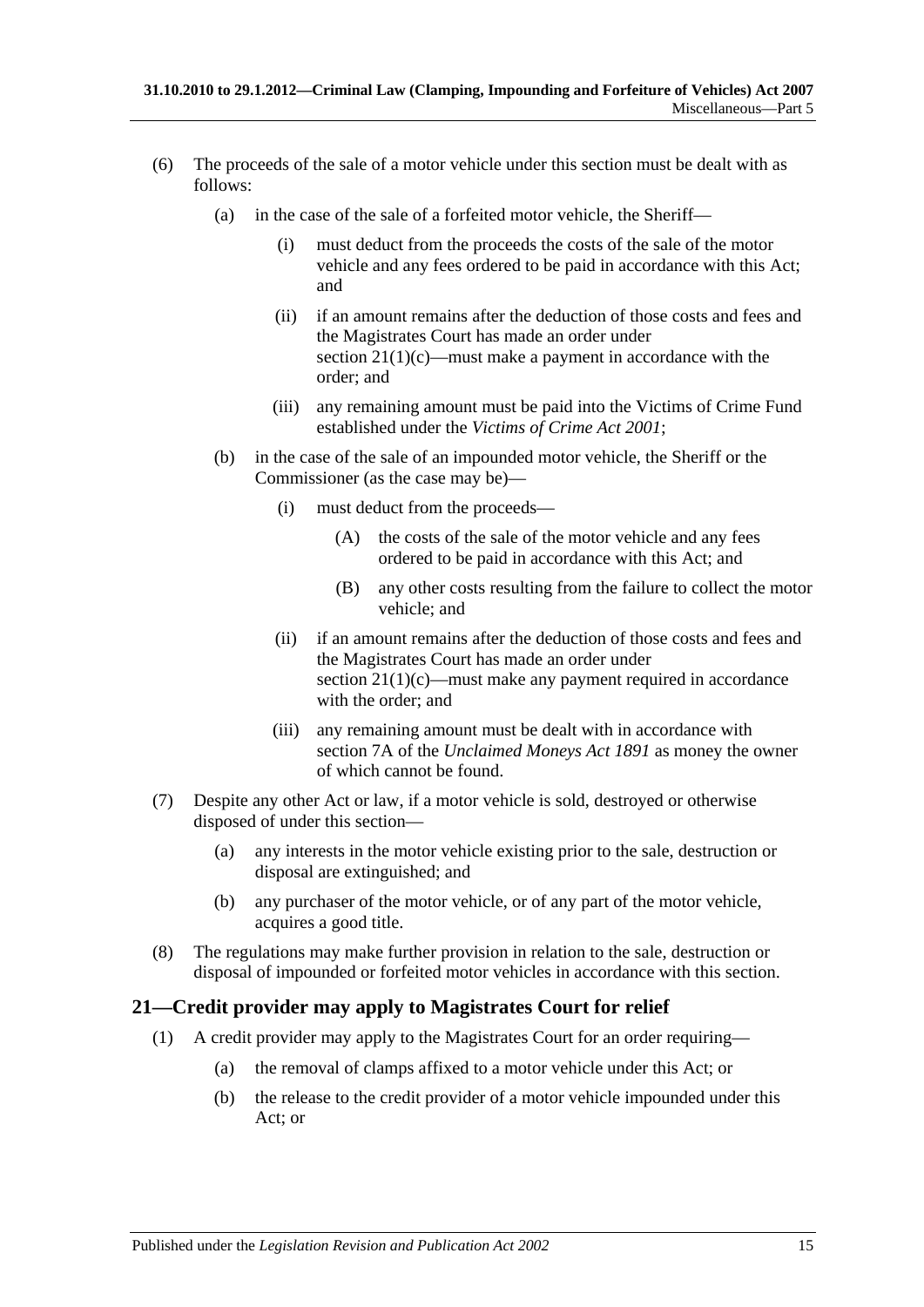(6) The proceeds of the sale of a motor vehicle under this section must be dealt with as follows:

(a) in the case of the sale of a forfeited motor vehicle, the Sheriff—

(i) must deduct from the proceeds the costs of the sale of the motor vehicle and any fees ordered to be paid in accordance with this Act; and

(ii) if an amount remains after the deduction of those costs and fees and the Magistrates Court has made an order under section 21(1)(c)—must make a payment in accordance with the order; and

(iii) any remaining amount must be paid into the Victims of Crime Fund established under the *Victims of Crime Act 2001*;

(b) in the case of the sale of an impounded motor vehicle, the Sheriff or the Commissioner (as the case may be)—

(i) must deduct from the proceeds—

(A) the costs of the sale of the motor vehicle and any fees ordered to be paid in accordance with this Act; and

(B) any other costs resulting from the failure to collect the motor vehicle; and

(ii) if an amount remains after the deduction of those costs and fees and the Magistrates Court has made an order under section 21(1)(c)—must make any payment required in accordance with the order; and

(iii) any remaining amount must be dealt with in accordance with section 7A of the *Unclaimed Moneys Act 1891* as money the owner of which cannot be found.

(7) Despite any other Act or law, if a motor vehicle is sold, destroyed or otherwise disposed of under this section—

(a) any interests in the motor vehicle existing prior to the sale, destruction or disposal are extinguished; and

(b) any purchaser of the motor vehicle, or of any part of the motor vehicle, acquires a good title.

(8) The regulations may make further provision in relation to the sale, destruction or disposal of impounded or forfeited motor vehicles in accordance with this section.

## 21—Credit provider may apply to Magistrates Court for relief

(1) A credit provider may apply to the Magistrates Court for an order requiring—

(a) the removal of clamps affixed to a motor vehicle under this Act; or

(b) the release to the credit provider of a motor vehicle impounded under this Act; or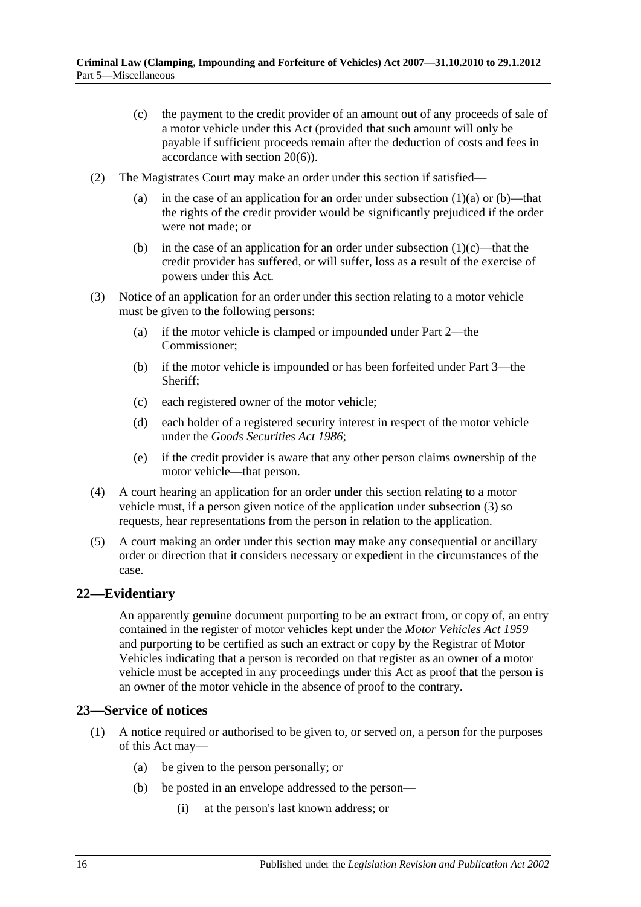(c) the payment to the credit provider of an amount out of any proceeds of sale of a motor vehicle under this Act (provided that such amount will only be payable if sufficient proceeds remain after the deduction of costs and fees in accordance with section 20(6)).

(2) The Magistrates Court may make an order under this section if satisfied—

(a) in the case of an application for an order under subsection (1)(a) or (b)—that the rights of the credit provider would be significantly prejudiced if the order were not made; or

(b) in the case of an application for an order under subsection (1)(c)—that the credit provider has suffered, or will suffer, loss as a result of the exercise of powers under this Act.

(3) Notice of an application for an order under this section relating to a motor vehicle must be given to the following persons:

(a) if the motor vehicle is clamped or impounded under Part 2—the Commissioner;

(b) if the motor vehicle is impounded or has been forfeited under Part 3—the Sheriff;

(c) each registered owner of the motor vehicle;

(d) each holder of a registered security interest in respect of the motor vehicle under the *Goods Securities Act 1986*;

(e) if the credit provider is aware that any other person claims ownership of the motor vehicle—that person.

(4) A court hearing an application for an order under this section relating to a motor vehicle must, if a person given notice of the application under subsection (3) so requests, hear representations from the person in relation to the application.

(5) A court making an order under this section may make any consequential or ancillary order or direction that it considers necessary or expedient in the circumstances of the case.

## 22—Evidentiary

An apparently genuine document purporting to be an extract from, or copy of, an entry contained in the register of motor vehicles kept under the *Motor Vehicles Act 1959* and purporting to be certified as such an extract or copy by the Registrar of Motor Vehicles indicating that a person is recorded on that register as an owner of a motor vehicle must be accepted in any proceedings under this Act as proof that the person is an owner of the motor vehicle in the absence of proof to the contrary.

## 23—Service of notices

(1) A notice required or authorised to be given to, or served on, a person for the purposes of this Act may—

(a) be given to the person personally; or

(b) be posted in an envelope addressed to the person—

(i) at the person's last known address; or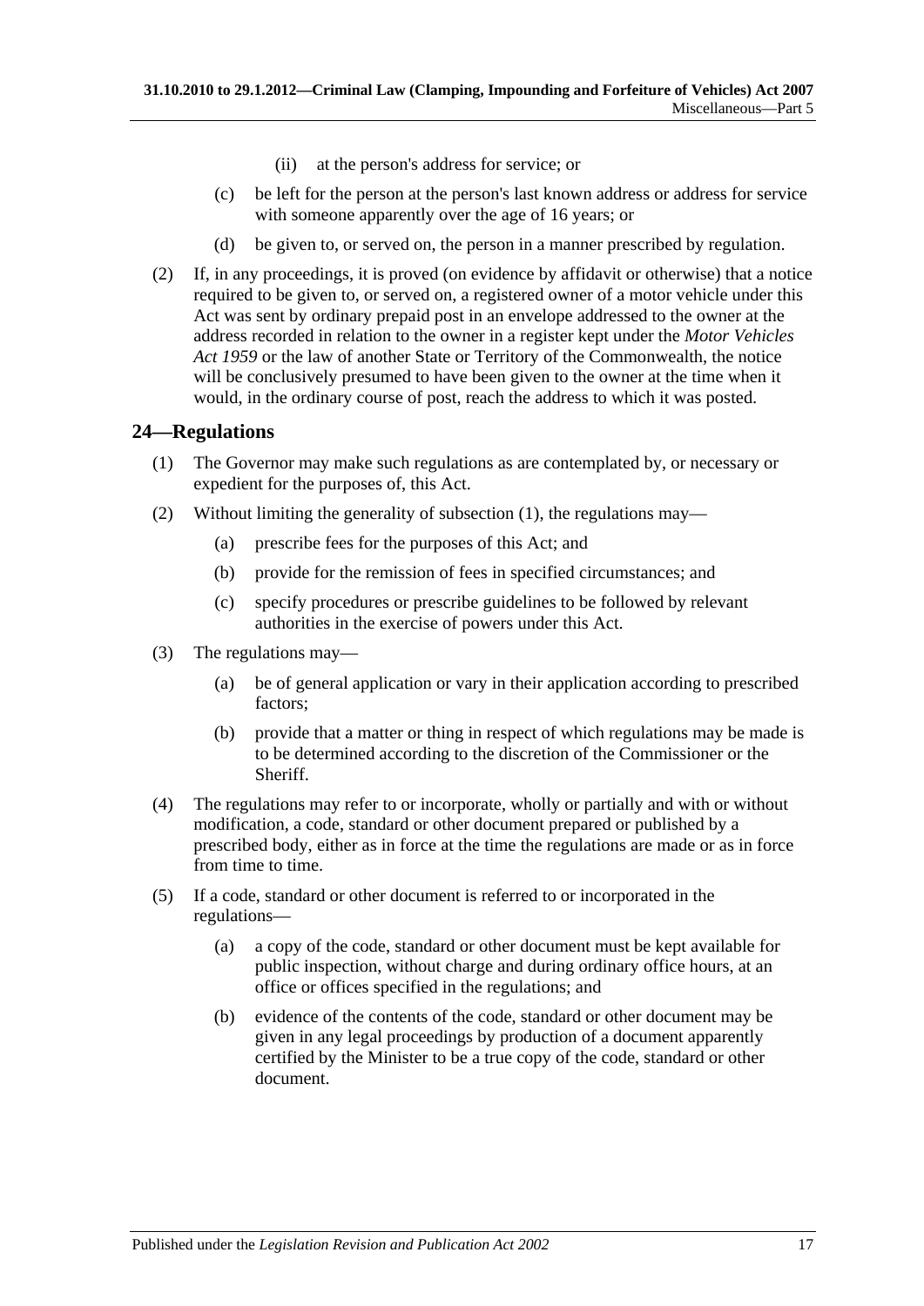(ii) at the person's address for service; or

(c) be left for the person at the person's last known address or address for service with someone apparently over the age of 16 years; or

(d) be given to, or served on, the person in a manner prescribed by regulation.

(2) If, in any proceedings, it is proved (on evidence by affidavit or otherwise) that a notice required to be given to, or served on, a registered owner of a motor vehicle under this Act was sent by ordinary prepaid post in an envelope addressed to the owner at the address recorded in relation to the owner in a register kept under the *Motor Vehicles Act 1959* or the law of another State or Territory of the Commonwealth, the notice will be conclusively presumed to have been given to the owner at the time when it would, in the ordinary course of post, reach the address to which it was posted.

## 24—Regulations

(1) The Governor may make such regulations as are contemplated by, or necessary or expedient for the purposes of, this Act.

(2) Without limiting the generality of subsection (1), the regulations may—

(a) prescribe fees for the purposes of this Act; and

(b) provide for the remission of fees in specified circumstances; and

(c) specify procedures or prescribe guidelines to be followed by relevant authorities in the exercise of powers under this Act.

(3) The regulations may—

(a) be of general application or vary in their application according to prescribed factors;

(b) provide that a matter or thing in respect of which regulations may be made is to be determined according to the discretion of the Commissioner or the Sheriff.

(4) The regulations may refer to or incorporate, wholly or partially and with or without modification, a code, standard or other document prepared or published by a prescribed body, either as in force at the time the regulations are made or as in force from time to time.

(5) If a code, standard or other document is referred to or incorporated in the regulations—

(a) a copy of the code, standard or other document must be kept available for public inspection, without charge and during ordinary office hours, at an office or offices specified in the regulations; and

(b) evidence of the contents of the code, standard or other document may be given in any legal proceedings by production of a document apparently certified by the Minister to be a true copy of the code, standard or other document.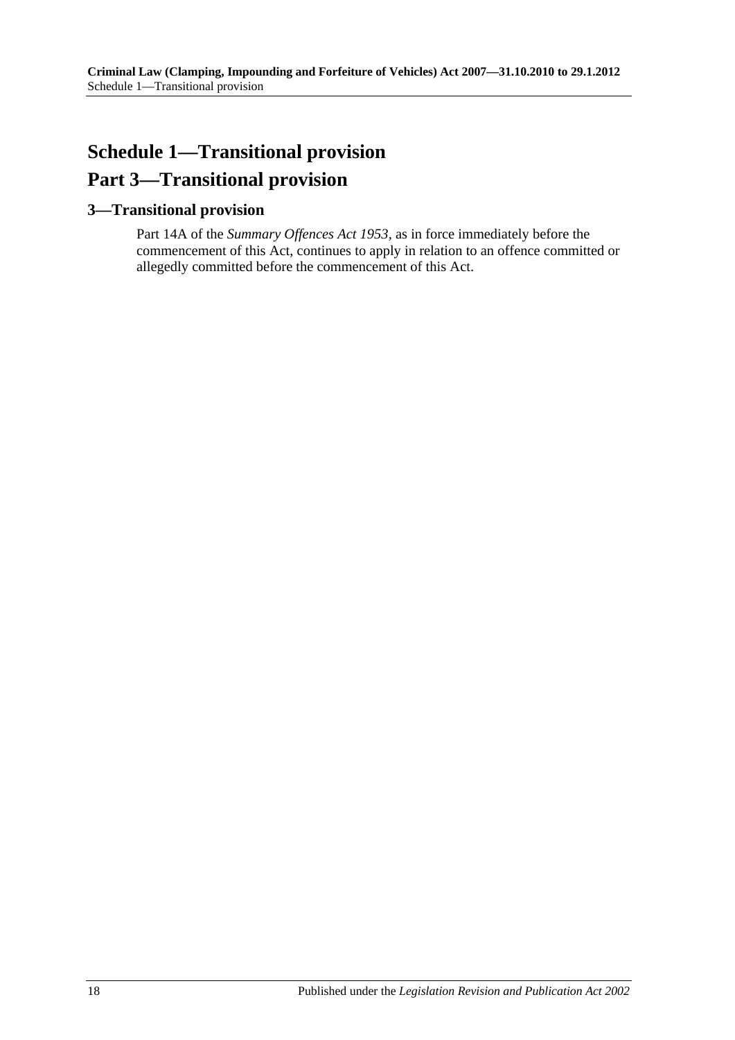# Schedule 1—Transitional provision

# Part 3—Transitional provision

## 3—Transitional provision

Part 14A of the *Summary Offences Act 1953*, as in force immediately before the commencement of this Act, continues to apply in relation to an offence committed or allegedly committed before the commencement of this Act.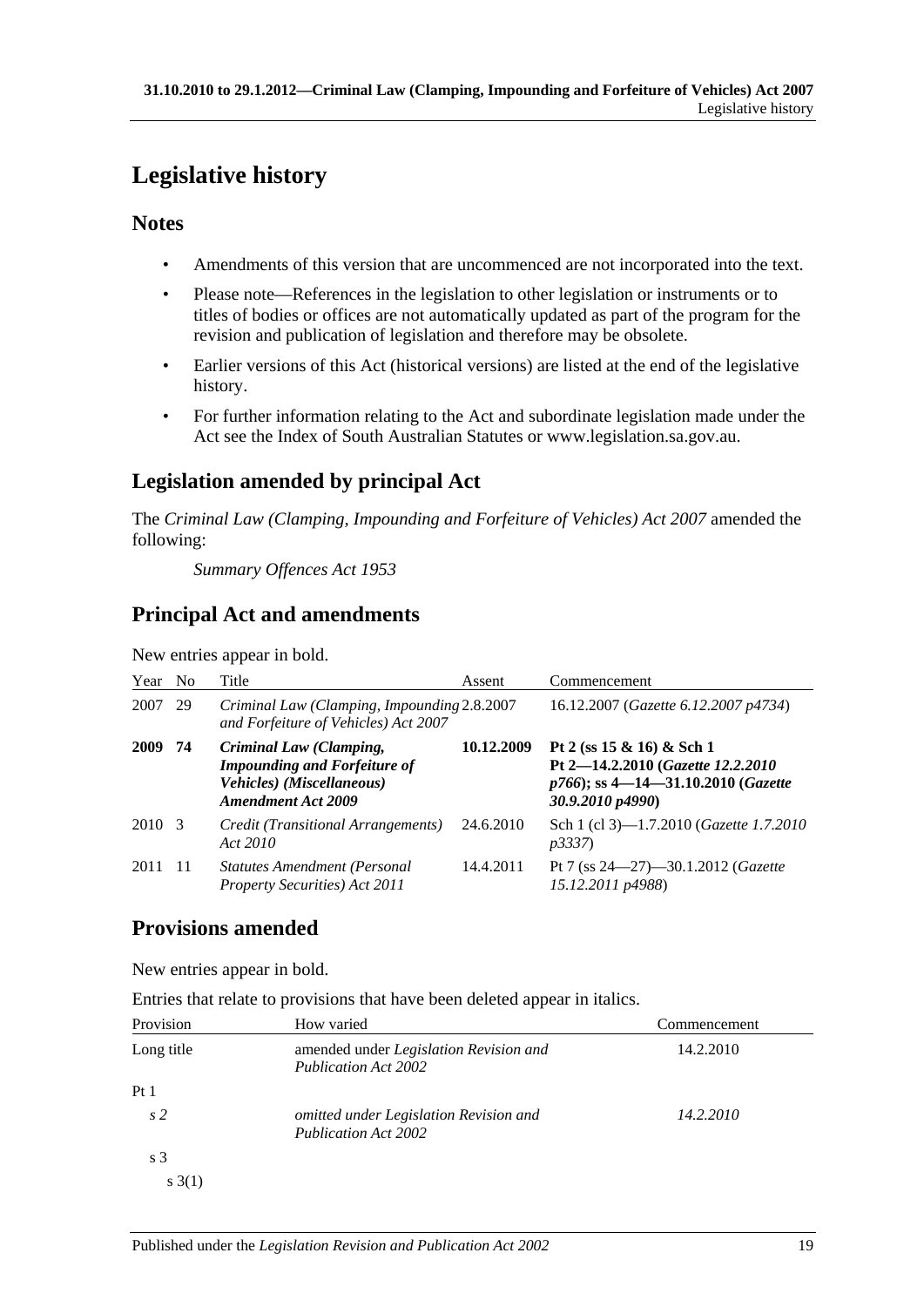# Legislative history

## Notes

- Amendments of this version that are uncommenced are not incorporated into the text.
- Please note—References in the legislation to other legislation or instruments or to titles of bodies or offices are not automatically updated as part of the program for the revision and publication of legislation and therefore may be obsolete.
- Earlier versions of this Act (historical versions) are listed at the end of the legislative history.
- For further information relating to the Act and subordinate legislation made under the Act see the Index of South Australian Statutes or www.legislation.sa.gov.au.

## Legislation amended by principal Act

The *Criminal Law (Clamping, Impounding and Forfeiture of Vehicles) Act 2007* amended the following:

*Summary Offences Act 1953*

## Principal Act and amendments

New entries appear in bold.

| Year | No | Title | Assent | Commencement |
|---|---|---|---|---|
| 2007 | 29 | *Criminal Law (Clamping, Impounding and Forfeiture of Vehicles) Act 2007* | 2.8.2007 | 16.12.2007 (*Gazette 6.12.2007 p4734*) |
| **2009** | **74** | ***Criminal Law (Clamping, Impounding and Forfeiture of Vehicles) (Miscellaneous) Amendment Act 2009*** | **10.12.2009** | **Pt 2 (ss 15 & 16) & Sch 1 Pt 2—14.2.2010 (*Gazette 12.2.2010 p766*); ss 4—14—31.10.2010 (*Gazette 30.9.2010 p4990*)** |
| 2010 | 3 | *Credit (Transitional Arrangements) Act 2010* | 24.6.2010 | Sch 1 (cl 3)—1.7.2010 (*Gazette 1.7.2010 p3337*) |
| 2011 | 11 | *Statutes Amendment (Personal Property Securities) Act 2011* | 14.4.2011 | Pt 7 (ss 24—27)—30.1.2012 (*Gazette 15.12.2011 p4988*) |

## Provisions amended

New entries appear in bold.

Entries that relate to provisions that have been deleted appear in italics.

| Provision | How varied | Commencement |
|---|---|---|
| Long title | amended under *Legislation Revision and Publication Act 2002* | 14.2.2010 |
| Pt 1 | | |
| *s 2* | *omitted under Legislation Revision and Publication Act 2002* | *14.2.2010* |
| s 3 | | |
| s 3(1) | | |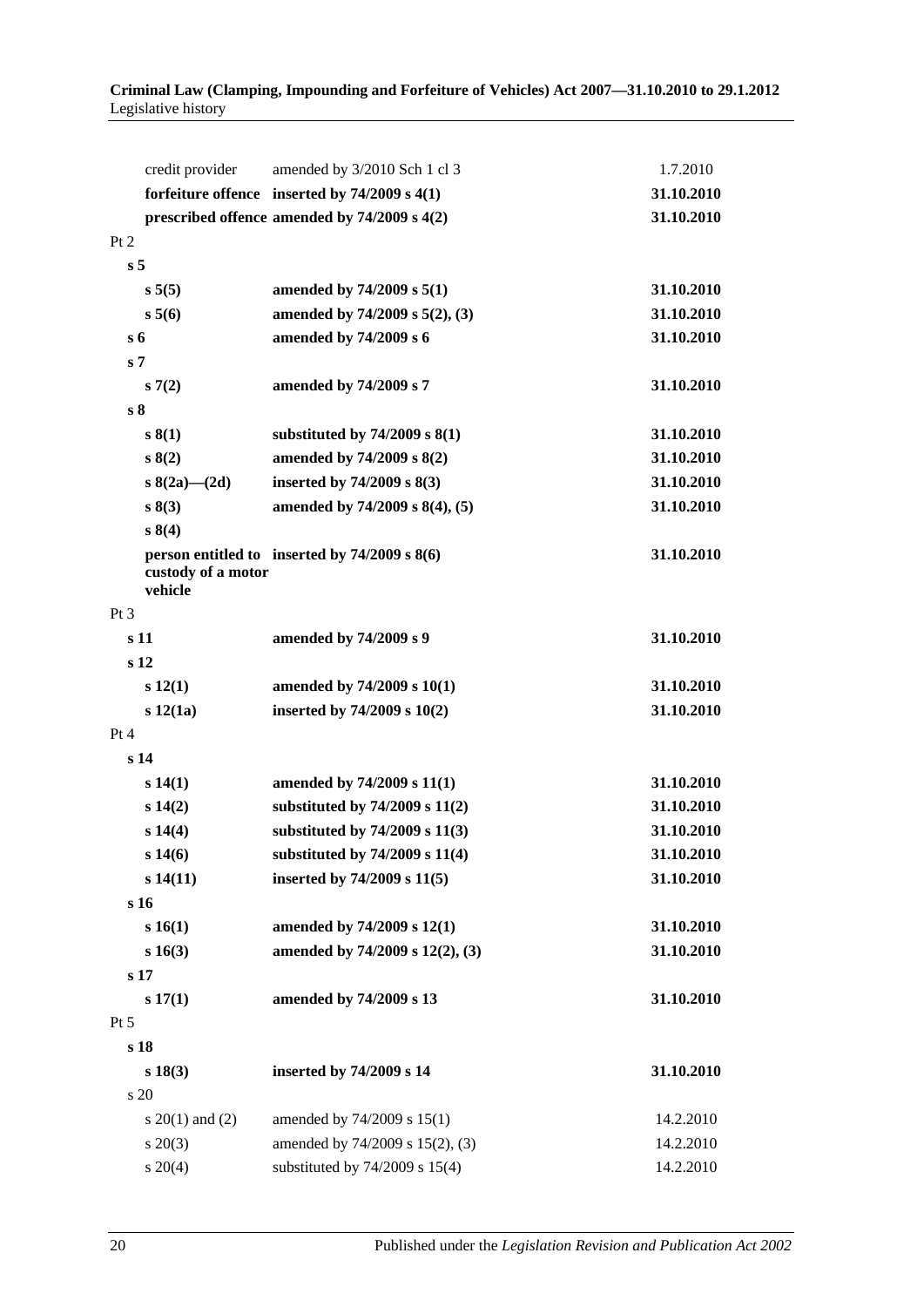| Provision | How varied | Commencement |
|---|---|---|
| credit provider | amended by 3/2010 Sch 1 cl 3 | 1.7.2010 |
| **forfeiture offence** | **inserted by 74/2009 s 4(1)** | **31.10.2010** |
| **prescribed offence** | **amended by 74/2009 s 4(2)** | **31.10.2010** |
| Pt 2 | | |
| **s 5** | | |
| **s 5(5)** | **amended by 74/2009 s 5(1)** | **31.10.2010** |
| **s 5(6)** | **amended by 74/2009 s 5(2), (3)** | **31.10.2010** |
| **s 6** | **amended by 74/2009 s 6** | **31.10.2010** |
| **s 7** | | |
| **s 7(2)** | **amended by 74/2009 s 7** | **31.10.2010** |
| **s 8** | | |
| **s 8(1)** | **substituted by 74/2009 s 8(1)** | **31.10.2010** |
| **s 8(2)** | **amended by 74/2009 s 8(2)** | **31.10.2010** |
| **s 8(2a)—(2d)** | **inserted by 74/2009 s 8(3)** | **31.10.2010** |
| **s 8(3)** | **amended by 74/2009 s 8(4), (5)** | **31.10.2010** |
| **s 8(4)** | | |
| **person entitled to custody of a motor vehicle** | **inserted by 74/2009 s 8(6)** | **31.10.2010** |
| Pt 3 | | |
| **s 11** | **amended by 74/2009 s 9** | **31.10.2010** |
| **s 12** | | |
| **s 12(1)** | **amended by 74/2009 s 10(1)** | **31.10.2010** |
| **s 12(1a)** | **inserted by 74/2009 s 10(2)** | **31.10.2010** |
| Pt 4 | | |
| **s 14** | | |
| **s 14(1)** | **amended by 74/2009 s 11(1)** | **31.10.2010** |
| **s 14(2)** | **substituted by 74/2009 s 11(2)** | **31.10.2010** |
| **s 14(4)** | **substituted by 74/2009 s 11(3)** | **31.10.2010** |
| **s 14(6)** | **substituted by 74/2009 s 11(4)** | **31.10.2010** |
| **s 14(11)** | **inserted by 74/2009 s 11(5)** | **31.10.2010** |
| **s 16** | | |
| **s 16(1)** | **amended by 74/2009 s 12(1)** | **31.10.2010** |
| **s 16(3)** | **amended by 74/2009 s 12(2), (3)** | **31.10.2010** |
| **s 17** | | |
| **s 17(1)** | **amended by 74/2009 s 13** | **31.10.2010** |
| Pt 5 | | |
| **s 18** | | |
| **s 18(3)** | **inserted by 74/2009 s 14** | **31.10.2010** |
| s 20 | | |
| s 20(1) and (2) | amended by 74/2009 s 15(1) | 14.2.2010 |
| s 20(3) | amended by 74/2009 s 15(2), (3) | 14.2.2010 |
| s 20(4) | substituted by 74/2009 s 15(4) | 14.2.2010 |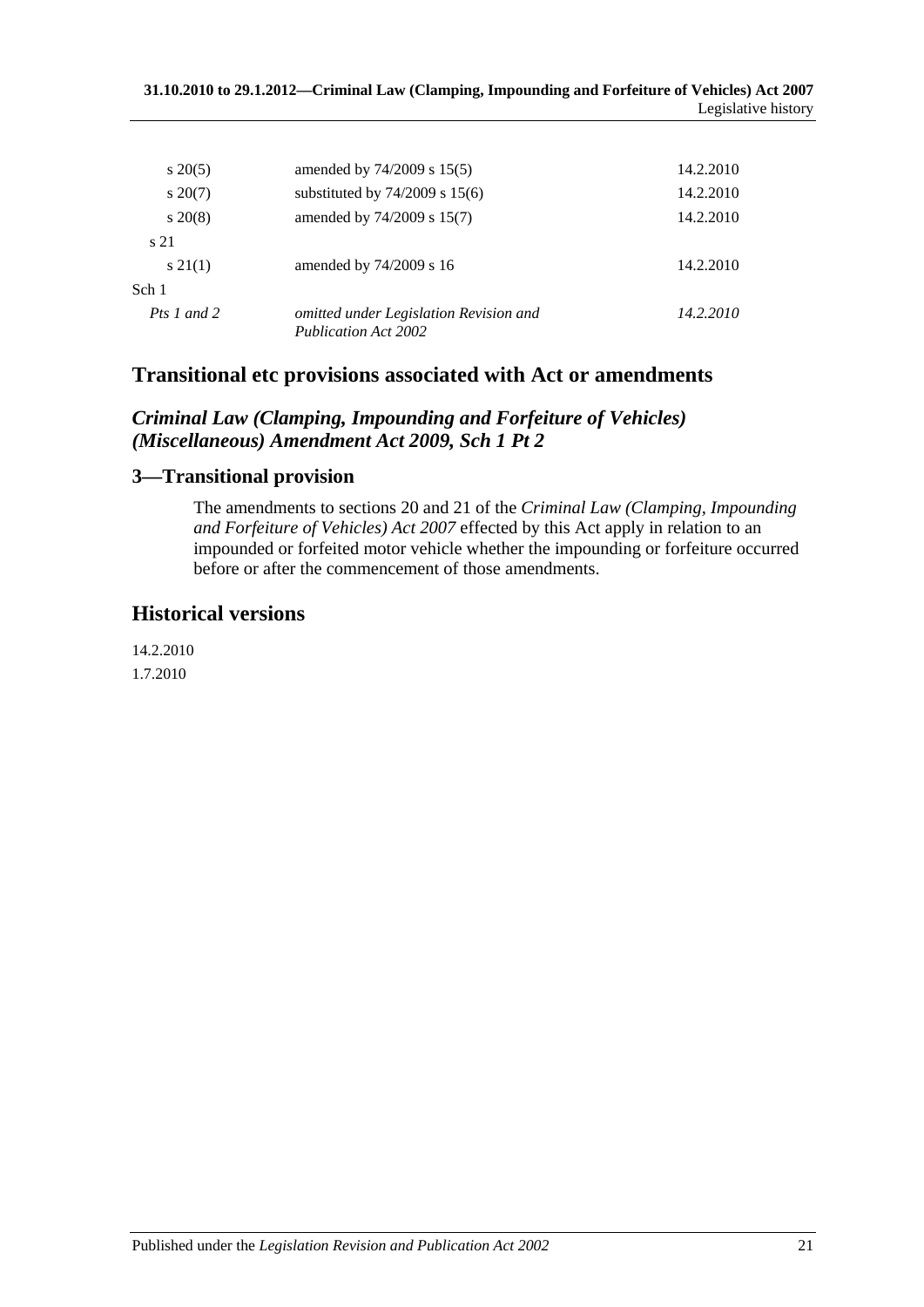| | | |
|---|---|---|
| s 20(5) | amended by 74/2009 s 15(5) | 14.2.2010 |
| s 20(7) | substituted by 74/2009 s 15(6) | 14.2.2010 |
| s 20(8) | amended by 74/2009 s 15(7) | 14.2.2010 |
| s 21 | | |
| s 21(1) | amended by 74/2009 s 16 | 14.2.2010 |
| Sch 1 | | |
| *Pts 1 and 2* | *omitted under Legislation Revision and Publication Act 2002* | *14.2.2010* |

## Transitional etc provisions associated with Act or amendments

### *Criminal Law (Clamping, Impounding and Forfeiture of Vehicles) (Miscellaneous) Amendment Act 2009, Sch 1 Pt 2*

### 3—Transitional provision

The amendments to sections 20 and 21 of the *Criminal Law (Clamping, Impounding and Forfeiture of Vehicles) Act 2007* effected by this Act apply in relation to an impounded or forfeited motor vehicle whether the impounding or forfeiture occurred before or after the commencement of those amendments.

## Historical versions

14.2.2010

1.7.2010